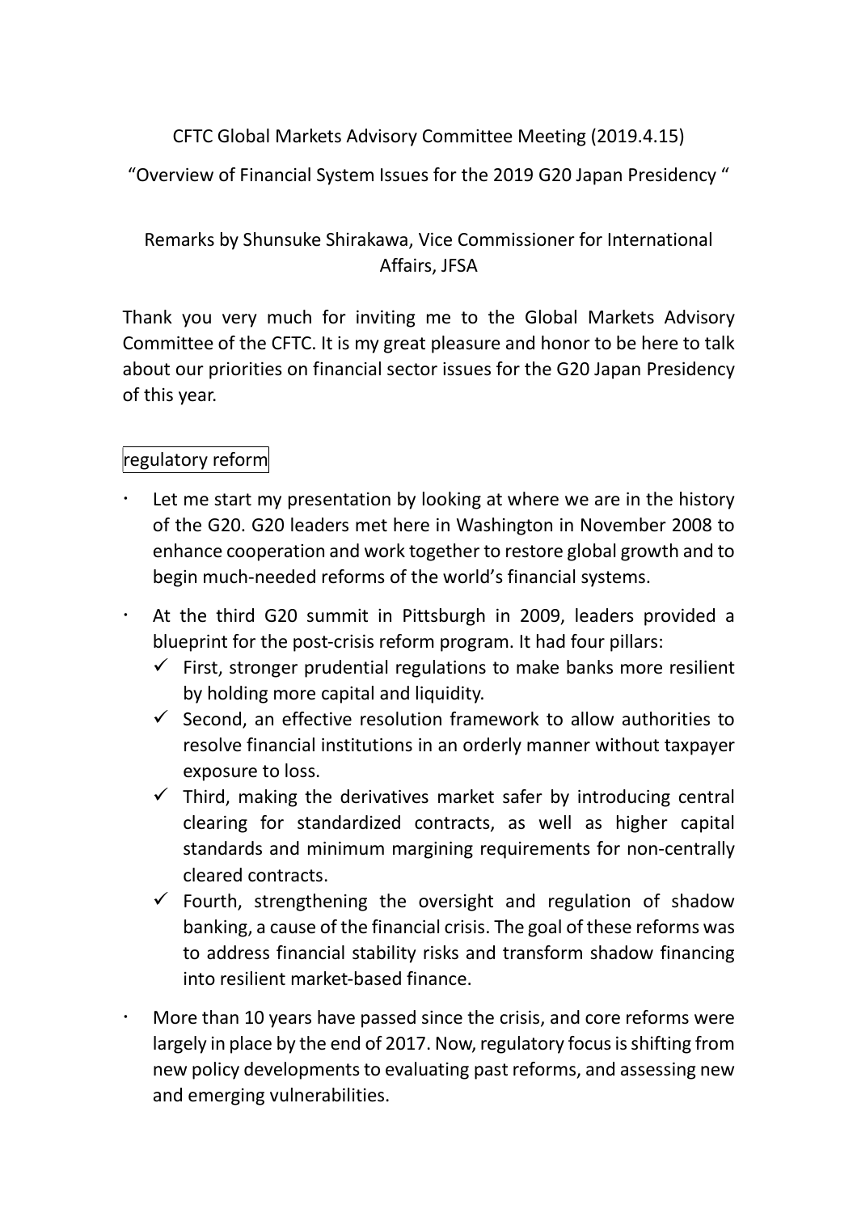CFTC Global Markets Advisory Committee Meeting (2019.4.15)

"Overview of Financial System Issues for the 2019 G20 Japan Presidency "

Remarks by Shunsuke Shirakawa, Vice Commissioner for International Affairs, JFSA

Thank you very much for inviting me to the Global Markets Advisory Committee of the CFTC. It is my great pleasure and honor to be here to talk about our priorities on financial sector issues for the G20 Japan Presidency of this year.

## regulatory reform

- Let me start my presentation by looking at where we are in the history of the G20. G20 leaders met here in Washington in November 2008 to enhance cooperation and work together to restore global growth and to begin much-needed reforms of the world's financial systems.
- At the third G20 summit in Pittsburgh in 2009, leaders provided a blueprint for the post-crisis reform program. It had four pillars:
  - ✓ First, stronger prudential regulations to make banks more resilient by holding more capital and liquidity.
  - ✓ Second, an effective resolution framework to allow authorities to resolve financial institutions in an orderly manner without taxpayer exposure to loss.
  - ✓ Third, making the derivatives market safer by introducing central clearing for standardized contracts, as well as higher capital standards and minimum margining requirements for non-centrally cleared contracts.
  - ✓ Fourth, strengthening the oversight and regulation of shadow banking, a cause of the financial crisis. The goal of these reforms was to address financial stability risks and transform shadow financing into resilient market-based finance.
- More than 10 years have passed since the crisis, and core reforms were largely in place by the end of 2017. Now, regulatory focus is shifting from new policy developments to evaluating past reforms, and assessing new and emerging vulnerabilities.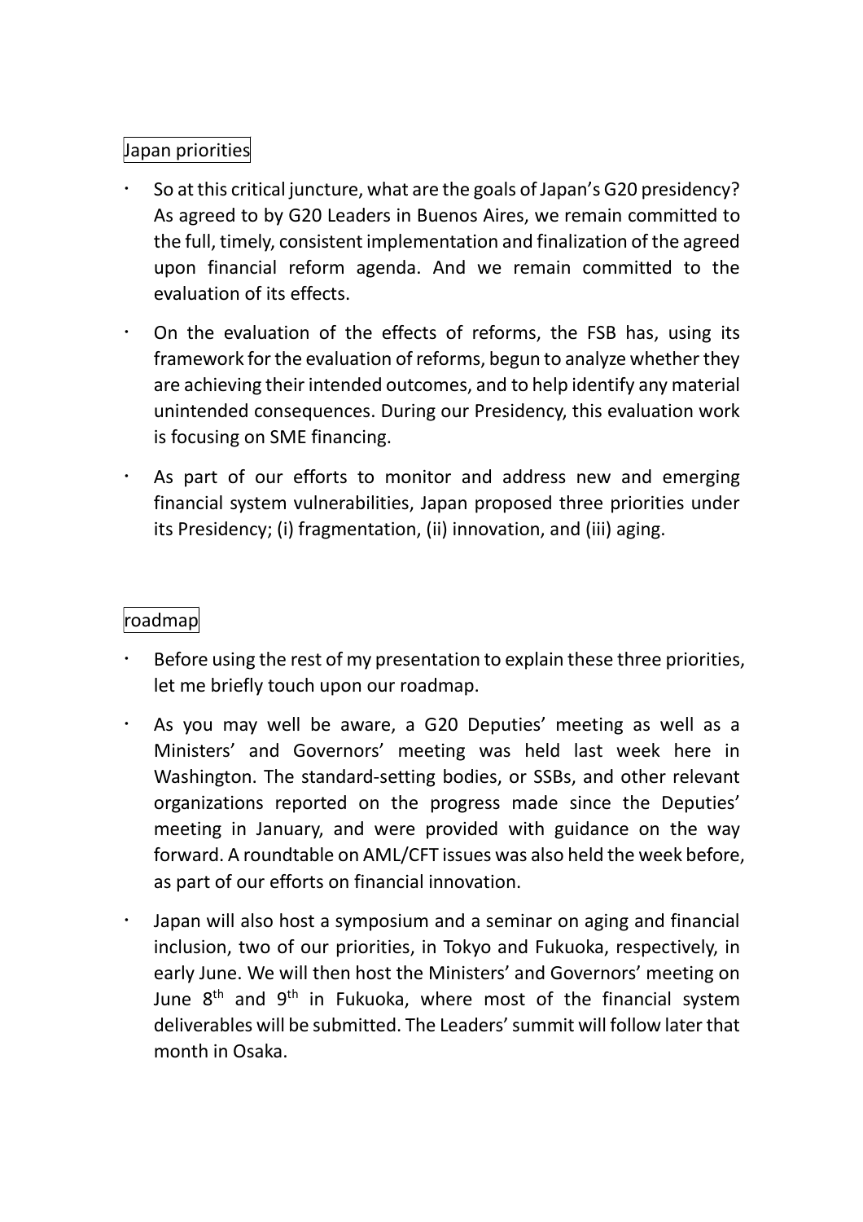## Japan priorities

- So at this critical juncture, what are the goals of Japan's G20 presidency? As agreed to by G20 Leaders in Buenos Aires, we remain committed to the full, timely, consistent implementation and finalization of the agreed upon financial reform agenda. And we remain committed to the evaluation of its effects.
- On the evaluation of the effects of reforms, the FSB has, using its framework for the evaluation of reforms, begun to analyze whether they are achieving their intended outcomes, and to help identify any material unintended consequences. During our Presidency, this evaluation work is focusing on SME financing.
- As part of our efforts to monitor and address new and emerging financial system vulnerabilities, Japan proposed three priorities under its Presidency; (i) fragmentation, (ii) innovation, and (iii) aging.

## roadmap

- Before using the rest of my presentation to explain these three priorities, let me briefly touch upon our roadmap.
- As you may well be aware, a G20 Deputies' meeting as well as a Ministers' and Governors' meeting was held last week here in Washington. The standard-setting bodies, or SSBs, and other relevant organizations reported on the progress made since the Deputies' meeting in January, and were provided with guidance on the way forward. A roundtable on AML/CFT issues was also held the week before, as part of our efforts on financial innovation.
- Japan will also host a symposium and a seminar on aging and financial inclusion, two of our priorities, in Tokyo and Fukuoka, respectively, in early June. We will then host the Ministers' and Governors' meeting on June 8th and 9th in Fukuoka, where most of the financial system deliverables will be submitted. The Leaders' summit will follow later that month in Osaka.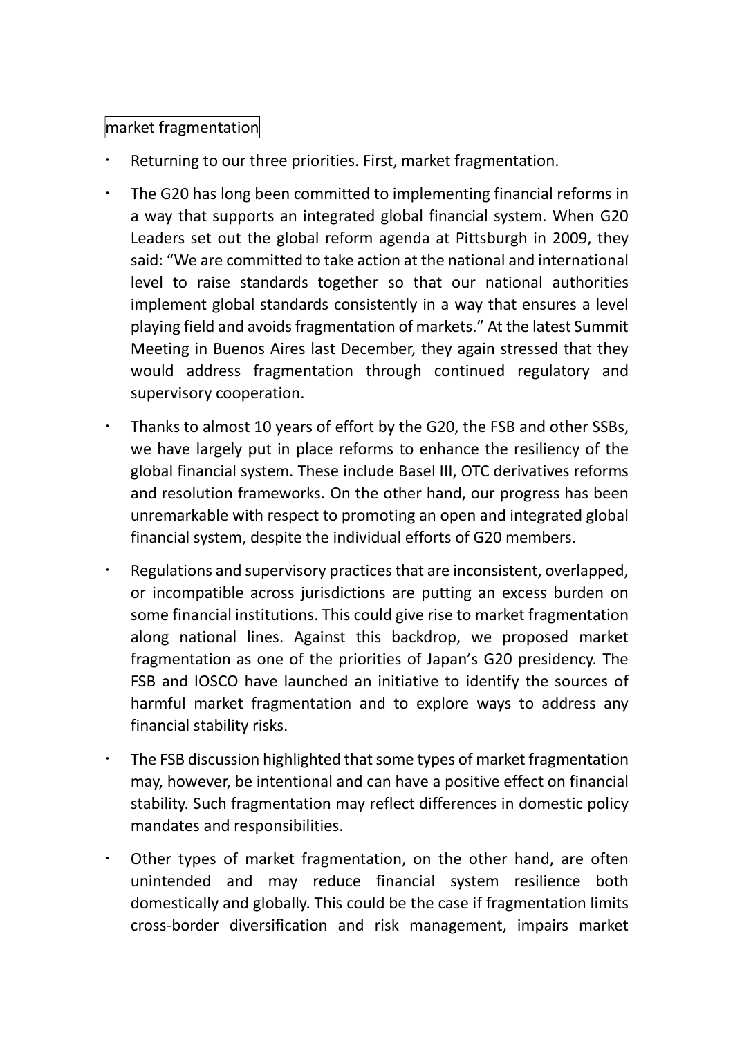market fragmentation

- Returning to our three priorities. First, market fragmentation.
- The G20 has long been committed to implementing financial reforms in a way that supports an integrated global financial system. When G20 Leaders set out the global reform agenda at Pittsburgh in 2009, they said: "We are committed to take action at the national and international level to raise standards together so that our national authorities implement global standards consistently in a way that ensures a level playing field and avoids fragmentation of markets." At the latest Summit Meeting in Buenos Aires last December, they again stressed that they would address fragmentation through continued regulatory and supervisory cooperation.
- Thanks to almost 10 years of effort by the G20, the FSB and other SSBs, we have largely put in place reforms to enhance the resiliency of the global financial system. These include Basel III, OTC derivatives reforms and resolution frameworks. On the other hand, our progress has been unremarkable with respect to promoting an open and integrated global financial system, despite the individual efforts of G20 members.
- Regulations and supervisory practices that are inconsistent, overlapped, or incompatible across jurisdictions are putting an excess burden on some financial institutions. This could give rise to market fragmentation along national lines. Against this backdrop, we proposed market fragmentation as one of the priorities of Japan's G20 presidency. The FSB and IOSCO have launched an initiative to identify the sources of harmful market fragmentation and to explore ways to address any financial stability risks.
- The FSB discussion highlighted that some types of market fragmentation may, however, be intentional and can have a positive effect on financial stability. Such fragmentation may reflect differences in domestic policy mandates and responsibilities.
- Other types of market fragmentation, on the other hand, are often unintended and may reduce financial system resilience both domestically and globally. This could be the case if fragmentation limits cross-border diversification and risk management, impairs market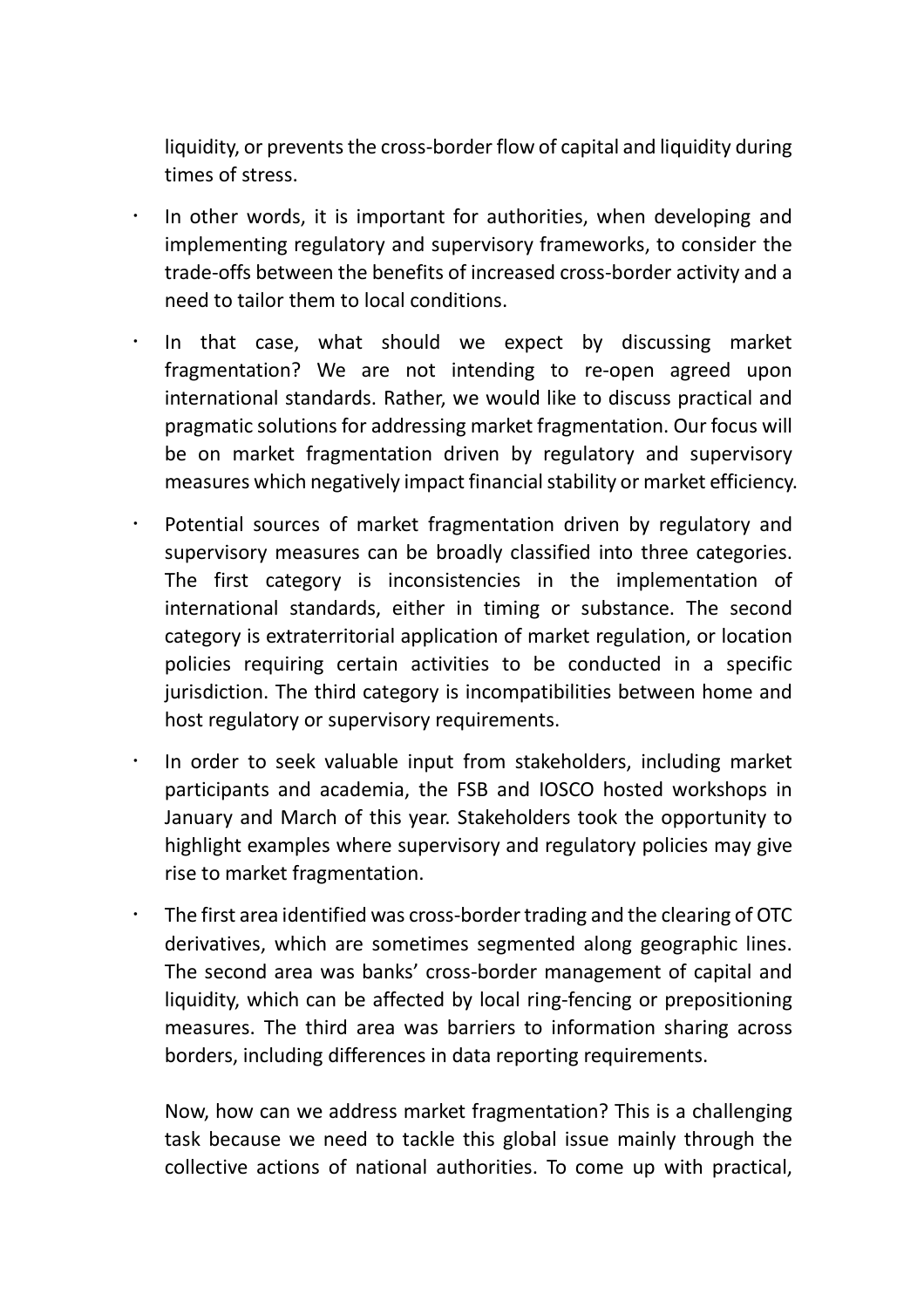liquidity, or prevents the cross-border flow of capital and liquidity during times of stress.

- In other words, it is important for authorities, when developing and implementing regulatory and supervisory frameworks, to consider the trade-offs between the benefits of increased cross-border activity and a need to tailor them to local conditions.
- In that case, what should we expect by discussing market fragmentation? We are not intending to re-open agreed upon international standards. Rather, we would like to discuss practical and pragmatic solutions for addressing market fragmentation. Our focus will be on market fragmentation driven by regulatory and supervisory measures which negatively impact financial stability or market efficiency.
- Potential sources of market fragmentation driven by regulatory and supervisory measures can be broadly classified into three categories. The first category is inconsistencies in the implementation of international standards, either in timing or substance. The second category is extraterritorial application of market regulation, or location policies requiring certain activities to be conducted in a specific jurisdiction. The third category is incompatibilities between home and host regulatory or supervisory requirements.
- In order to seek valuable input from stakeholders, including market participants and academia, the FSB and IOSCO hosted workshops in January and March of this year. Stakeholders took the opportunity to highlight examples where supervisory and regulatory policies may give rise to market fragmentation.
- The first area identified was cross-border trading and the clearing of OTC derivatives, which are sometimes segmented along geographic lines. The second area was banks' cross-border management of capital and liquidity, which can be affected by local ring-fencing or prepositioning measures. The third area was barriers to information sharing across borders, including differences in data reporting requirements.

Now, how can we address market fragmentation? This is a challenging task because we need to tackle this global issue mainly through the collective actions of national authorities. To come up with practical,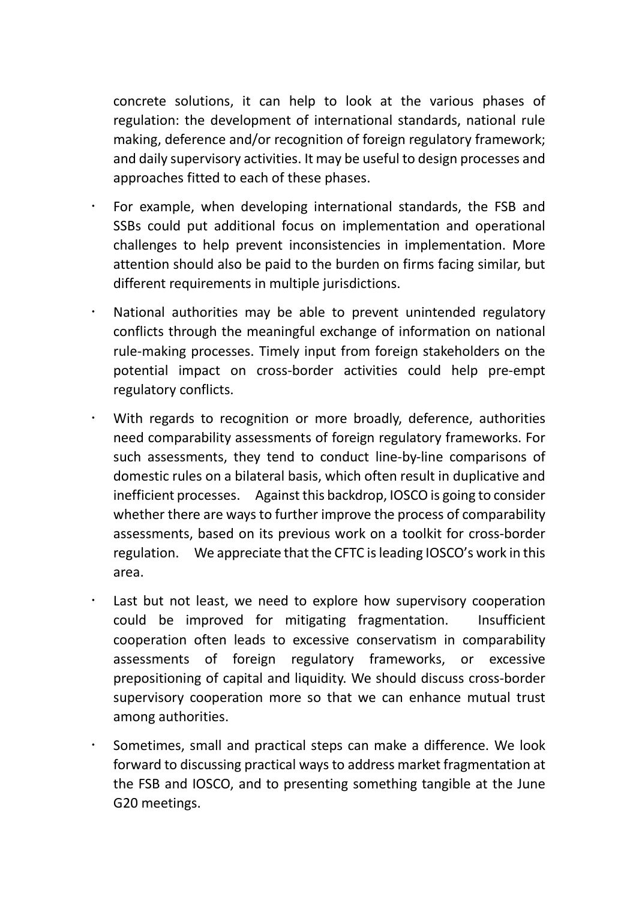concrete solutions, it can help to look at the various phases of regulation: the development of international standards, national rule making, deference and/or recognition of foreign regulatory framework; and daily supervisory activities. It may be useful to design processes and approaches fitted to each of these phases.

- For example, when developing international standards, the FSB and SSBs could put additional focus on implementation and operational challenges to help prevent inconsistencies in implementation. More attention should also be paid to the burden on firms facing similar, but different requirements in multiple jurisdictions.

- National authorities may be able to prevent unintended regulatory conflicts through the meaningful exchange of information on national rule-making processes. Timely input from foreign stakeholders on the potential impact on cross-border activities could help pre-empt regulatory conflicts.

- With regards to recognition or more broadly, deference, authorities need comparability assessments of foreign regulatory frameworks. For such assessments, they tend to conduct line-by-line comparisons of domestic rules on a bilateral basis, which often result in duplicative and inefficient processes. Against this backdrop, IOSCO is going to consider whether there are ways to further improve the process of comparability assessments, based on its previous work on a toolkit for cross-border regulation. We appreciate that the CFTC is leading IOSCO's work in this area.

- Last but not least, we need to explore how supervisory cooperation could be improved for mitigating fragmentation. Insufficient cooperation often leads to excessive conservatism in comparability assessments of foreign regulatory frameworks, or excessive prepositioning of capital and liquidity. We should discuss cross-border supervisory cooperation more so that we can enhance mutual trust among authorities.

- Sometimes, small and practical steps can make a difference. We look forward to discussing practical ways to address market fragmentation at the FSB and IOSCO, and to presenting something tangible at the June G20 meetings.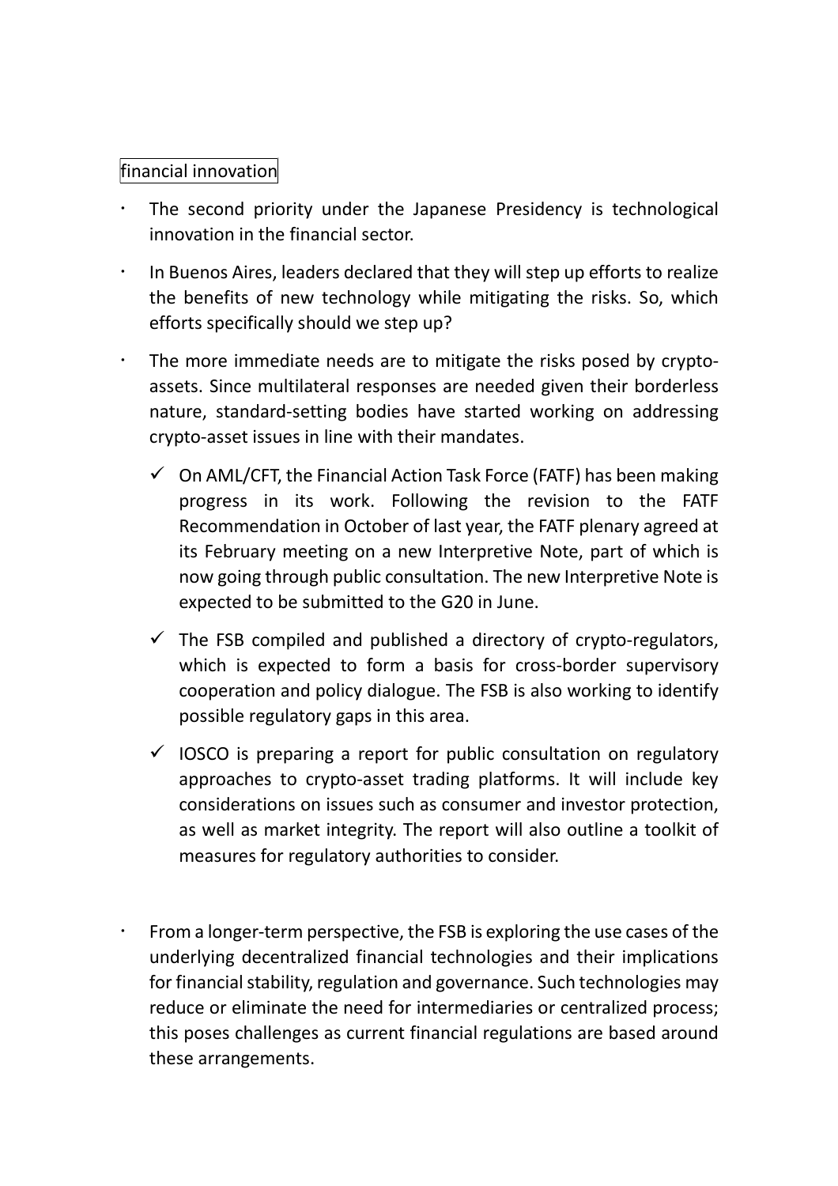financial innovation

- The second priority under the Japanese Presidency is technological innovation in the financial sector.
- In Buenos Aires, leaders declared that they will step up efforts to realize the benefits of new technology while mitigating the risks. So, which efforts specifically should we step up?
- The more immediate needs are to mitigate the risks posed by crypto-assets. Since multilateral responses are needed given their borderless nature, standard-setting bodies have started working on addressing crypto-asset issues in line with their mandates.
  - ✓ On AML/CFT, the Financial Action Task Force (FATF) has been making progress in its work. Following the revision to the FATF Recommendation in October of last year, the FATF plenary agreed at its February meeting on a new Interpretive Note, part of which is now going through public consultation. The new Interpretive Note is expected to be submitted to the G20 in June.
  - ✓ The FSB compiled and published a directory of crypto-regulators, which is expected to form a basis for cross-border supervisory cooperation and policy dialogue. The FSB is also working to identify possible regulatory gaps in this area.
  - ✓ IOSCO is preparing a report for public consultation on regulatory approaches to crypto-asset trading platforms. It will include key considerations on issues such as consumer and investor protection, as well as market integrity. The report will also outline a toolkit of measures for regulatory authorities to consider.
- From a longer-term perspective, the FSB is exploring the use cases of the underlying decentralized financial technologies and their implications for financial stability, regulation and governance. Such technologies may reduce or eliminate the need for intermediaries or centralized process; this poses challenges as current financial regulations are based around these arrangements.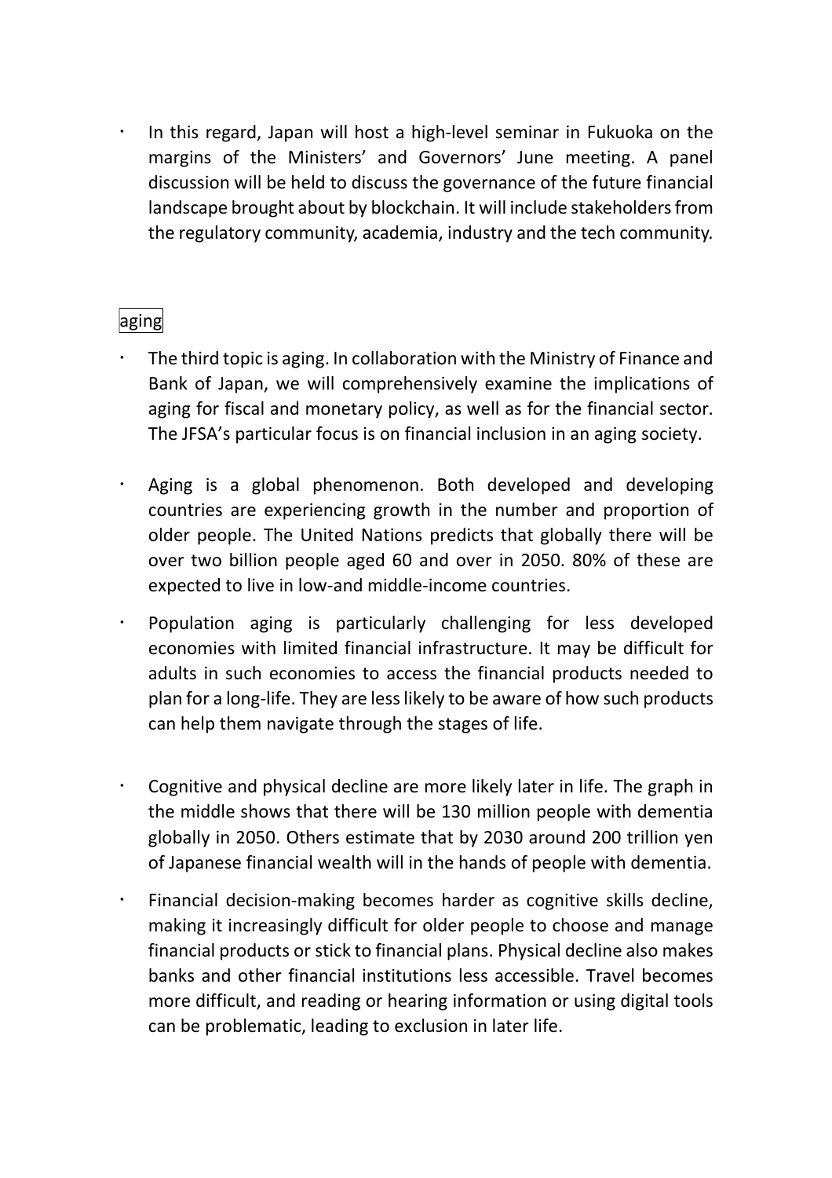- In this regard, Japan will host a high-level seminar in Fukuoka on the margins of the Ministers' and Governors' June meeting. A panel discussion will be held to discuss the governance of the future financial landscape brought about by blockchain. It will include stakeholders from the regulatory community, academia, industry and the tech community.

## aging

- The third topic is aging. In collaboration with the Ministry of Finance and Bank of Japan, we will comprehensively examine the implications of aging for fiscal and monetary policy, as well as for the financial sector. The JFSA's particular focus is on financial inclusion in an aging society.
- Aging is a global phenomenon. Both developed and developing countries are experiencing growth in the number and proportion of older people. The United Nations predicts that globally there will be over two billion people aged 60 and over in 2050. 80% of these are expected to live in low-and middle-income countries.
- Population aging is particularly challenging for less developed economies with limited financial infrastructure. It may be difficult for adults in such economies to access the financial products needed to plan for a long-life. They are less likely to be aware of how such products can help them navigate through the stages of life.
- Cognitive and physical decline are more likely later in life. The graph in the middle shows that there will be 130 million people with dementia globally in 2050. Others estimate that by 2030 around 200 trillion yen of Japanese financial wealth will in the hands of people with dementia.
- Financial decision-making becomes harder as cognitive skills decline, making it increasingly difficult for older people to choose and manage financial products or stick to financial plans. Physical decline also makes banks and other financial institutions less accessible. Travel becomes more difficult, and reading or hearing information or using digital tools can be problematic, leading to exclusion in later life.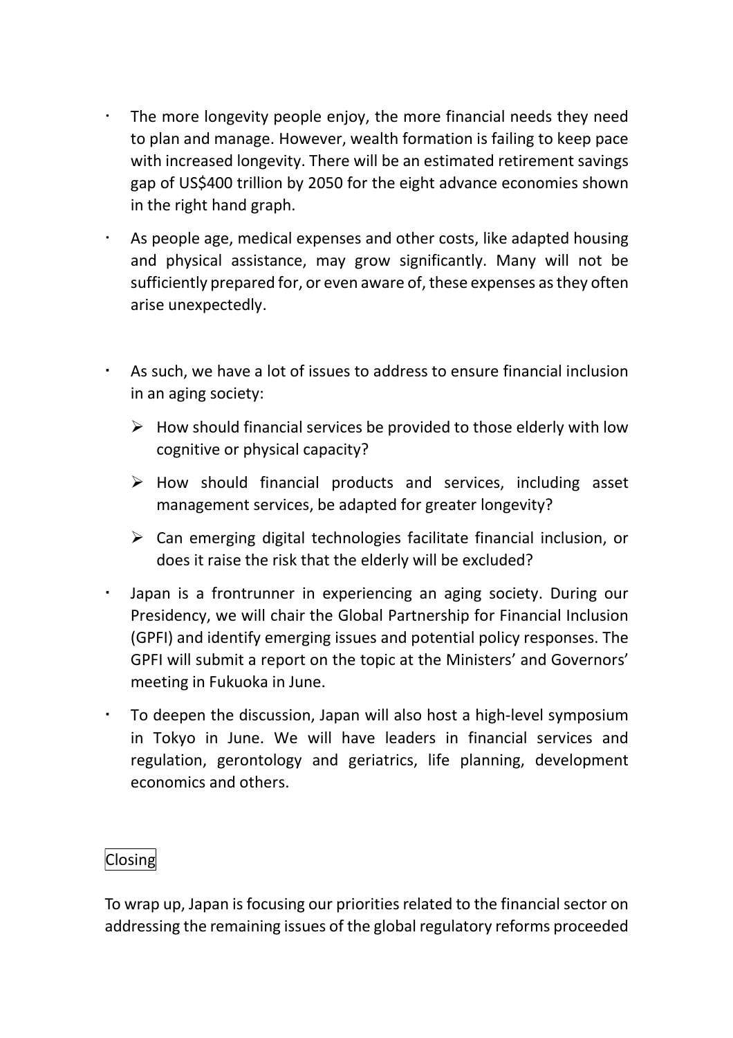- The more longevity people enjoy, the more financial needs they need to plan and manage. However, wealth formation is failing to keep pace with increased longevity. There will be an estimated retirement savings gap of US$400 trillion by 2050 for the eight advance economies shown in the right hand graph.
- As people age, medical expenses and other costs, like adapted housing and physical assistance, may grow significantly. Many will not be sufficiently prepared for, or even aware of, these expenses as they often arise unexpectedly.
- As such, we have a lot of issues to address to ensure financial inclusion in an aging society:
  - How should financial services be provided to those elderly with low cognitive or physical capacity?
  - How should financial products and services, including asset management services, be adapted for greater longevity?
  - Can emerging digital technologies facilitate financial inclusion, or does it raise the risk that the elderly will be excluded?
- Japan is a frontrunner in experiencing an aging society. During our Presidency, we will chair the Global Partnership for Financial Inclusion (GPFI) and identify emerging issues and potential policy responses. The GPFI will submit a report on the topic at the Ministers' and Governors' meeting in Fukuoka in June.
- To deepen the discussion, Japan will also host a high-level symposium in Tokyo in June. We will have leaders in financial services and regulation, gerontology and geriatrics, life planning, development economics and others.

Closing

To wrap up, Japan is focusing our priorities related to the financial sector on addressing the remaining issues of the global regulatory reforms proceeded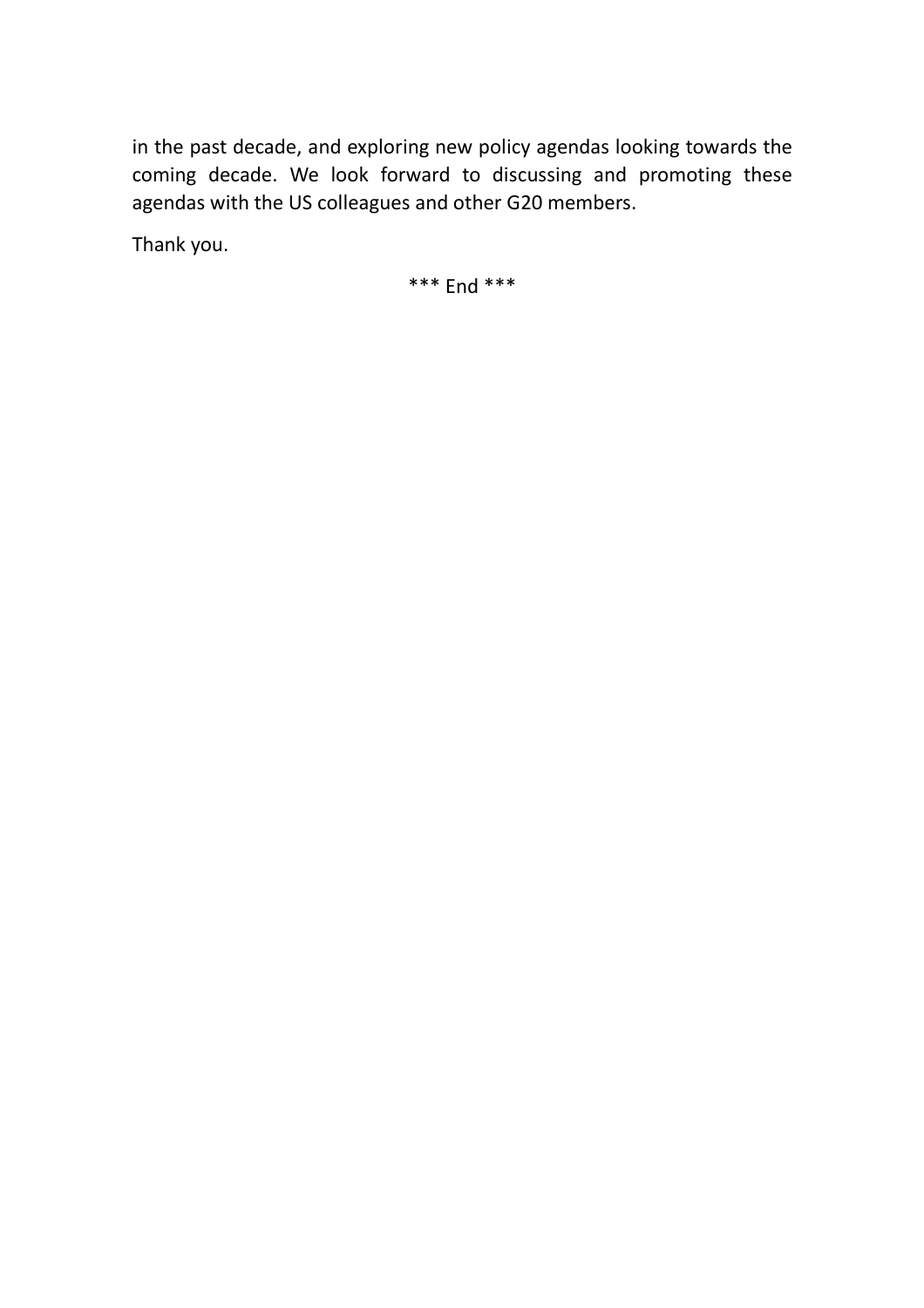in the past decade, and exploring new policy agendas looking towards the coming decade. We look forward to discussing and promoting these agendas with the US colleagues and other G20 members.

Thank you.

*** End ***